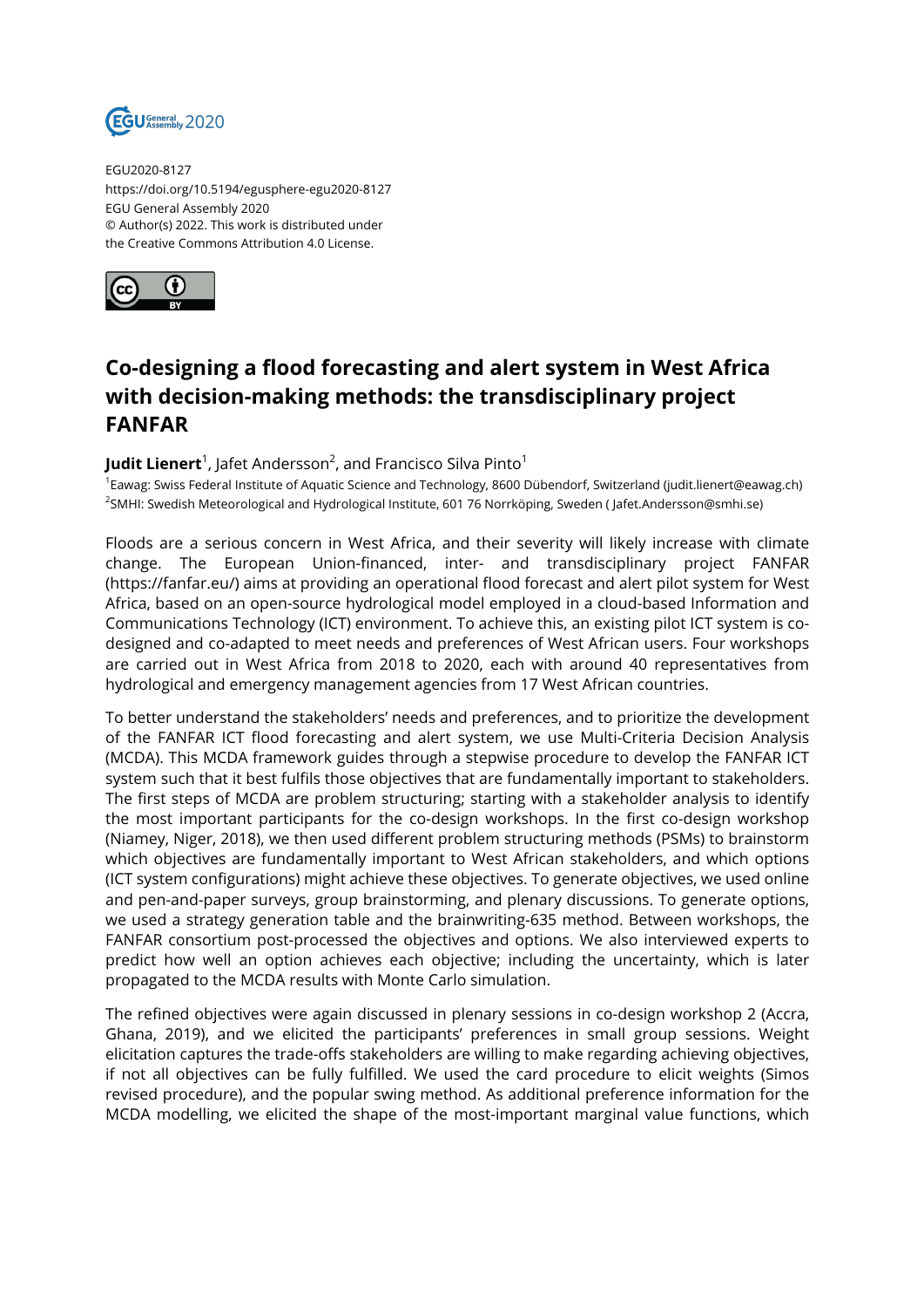EGU2020-8127
https://doi.org/10.5194/egusphere-egu2020-8127
EGU General Assembly 2020
© Author(s) 2022. This work is distributed under
the Creative Commons Attribution 4.0 License.

# Co-designing a flood forecasting and alert system in West Africa with decision-making methods: the transdisciplinary project FANFAR

**Judit Lienert**[1], Jafet Andersson[2], and Francisco Silva Pinto[1]

[1]Eawag: Swiss Federal Institute of Aquatic Science and Technology, 8600 Dübendorf, Switzerland (judit.lienert@eawag.ch)
[2]SMHI: Swedish Meteorological and Hydrological Institute, 601 76 Norrköping, Sweden ( Jafet.Andersson@smhi.se)

Floods are a serious concern in West Africa, and their severity will likely increase with climate change. The European Union-financed, inter- and transdisciplinary project FANFAR (https://fanfar.eu/) aims at providing an operational flood forecast and alert pilot system for West Africa, based on an open-source hydrological model employed in a cloud-based Information and Communications Technology (ICT) environment. To achieve this, an existing pilot ICT system is co-designed and co-adapted to meet needs and preferences of West African users. Four workshops are carried out in West Africa from 2018 to 2020, each with around 40 representatives from hydrological and emergency management agencies from 17 West African countries.

To better understand the stakeholders' needs and preferences, and to prioritize the development of the FANFAR ICT flood forecasting and alert system, we use Multi-Criteria Decision Analysis (MCDA). This MCDA framework guides through a stepwise procedure to develop the FANFAR ICT system such that it best fulfils those objectives that are fundamentally important to stakeholders. The first steps of MCDA are problem structuring; starting with a stakeholder analysis to identify the most important participants for the co-design workshops. In the first co-design workshop (Niamey, Niger, 2018), we then used different problem structuring methods (PSMs) to brainstorm which objectives are fundamentally important to West African stakeholders, and which options (ICT system configurations) might achieve these objectives. To generate objectives, we used online and pen-and-paper surveys, group brainstorming, and plenary discussions. To generate options, we used a strategy generation table and the brainwriting-635 method. Between workshops, the FANFAR consortium post-processed the objectives and options. We also interviewed experts to predict how well an option achieves each objective; including the uncertainty, which is later propagated to the MCDA results with Monte Carlo simulation.

The refined objectives were again discussed in plenary sessions in co-design workshop 2 (Accra, Ghana, 2019), and we elicited the participants' preferences in small group sessions. Weight elicitation captures the trade-offs stakeholders are willing to make regarding achieving objectives, if not all objectives can be fully fulfilled. We used the card procedure to elicit weights (Simos revised procedure), and the popular swing method. As additional preference information for the MCDA modelling, we elicited the shape of the most-important marginal value functions, which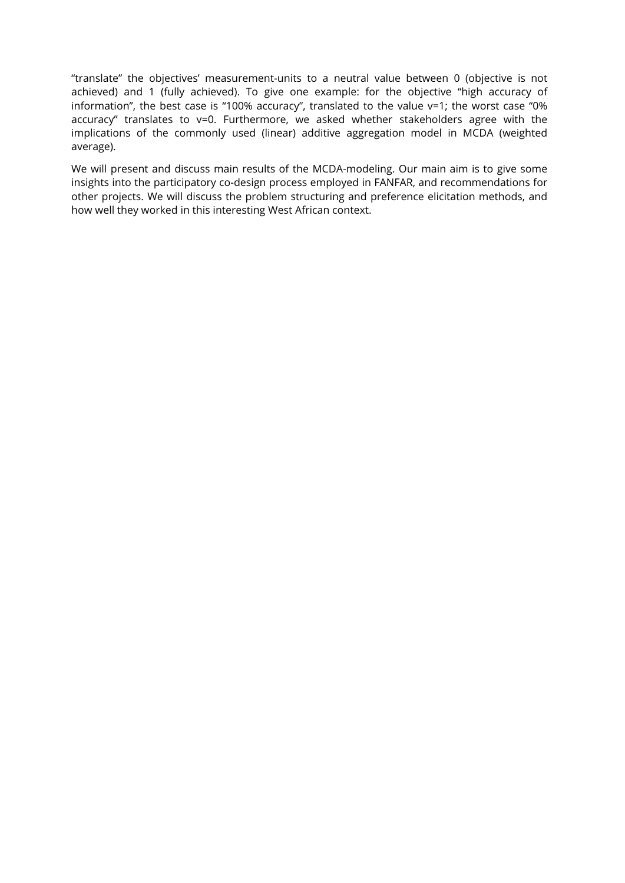“translate” the objectives’ measurement-units to a neutral value between 0 (objective is not achieved) and 1 (fully achieved). To give one example: for the objective “high accuracy of information”, the best case is “100% accuracy”, translated to the value v=1; the worst case “0% accuracy” translates to v=0. Furthermore, we asked whether stakeholders agree with the implications of the commonly used (linear) additive aggregation model in MCDA (weighted average).

We will present and discuss main results of the MCDA-modeling. Our main aim is to give some insights into the participatory co-design process employed in FANFAR, and recommendations for other projects. We will discuss the problem structuring and preference elicitation methods, and how well they worked in this interesting West African context.